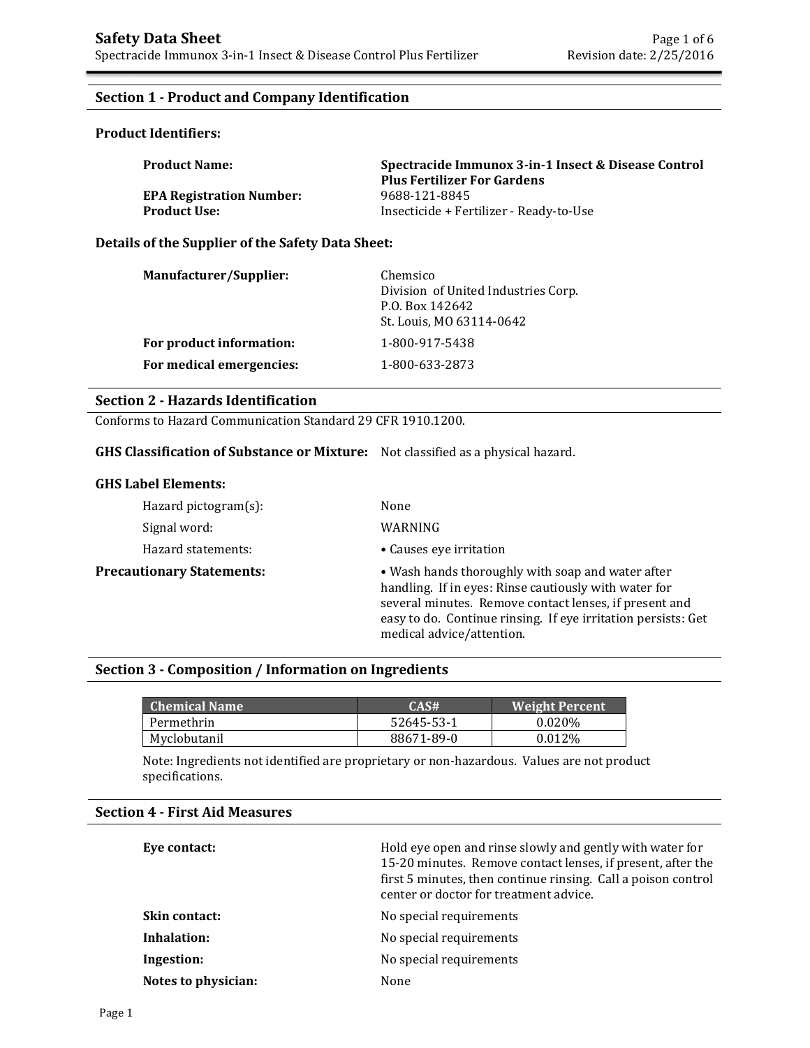# Safety Data Sheet

Spectracide Immunox 3-in-1 Insect & Disease Control Plus Fertilizer

Revision date: 2/25/2016

## Section 1 - Product and Company Identification

### Product Identifiers:

**Product Name:** **Spectracide Immunox 3-in-1 Insect & Disease Control Plus Fertilizer For Gardens**

**EPA Registration Number:** 9688-121-8845

**Product Use:** Insecticide + Fertilizer - Ready-to-Use

### Details of the Supplier of the Safety Data Sheet:

**Manufacturer/Supplier:**
Chemsico
Division of United Industries Corp.
P.O. Box 142642
St. Louis, MO 63114-0642

**For product information:** 1-800-917-5438

**For medical emergencies:** 1-800-633-2873

## Section 2 - Hazards Identification

Conforms to Hazard Communication Standard 29 CFR 1910.1200.

**GHS Classification of Substance or Mixture:** Not classified as a physical hazard.

### GHS Label Elements:

Hazard pictogram(s): None

Signal word: WARNING

Hazard statements:
- Causes eye irritation

**Precautionary Statements:**
- Wash hands thoroughly with soap and water after handling. If in eyes: Rinse cautiously with water for several minutes. Remove contact lenses, if present and easy to do. Continue rinsing. If eye irritation persists: Get medical advice/attention.

## Section 3 - Composition / Information on Ingredients

| Chemical Name | CAS# | Weight Percent |
| --- | --- | --- |
| Permethrin | 52645-53-1 | 0.020% |
| Myclobutanil | 88671-89-0 | 0.012% |

Note: Ingredients not identified are proprietary or non-hazardous. Values are not product specifications.

## Section 4 - First Aid Measures

**Eye contact:** Hold eye open and rinse slowly and gently with water for 15-20 minutes. Remove contact lenses, if present, after the first 5 minutes, then continue rinsing. Call a poison control center or doctor for treatment advice.

**Skin contact:** No special requirements

**Inhalation:** No special requirements

**Ingestion:** No special requirements

**Notes to physician:** None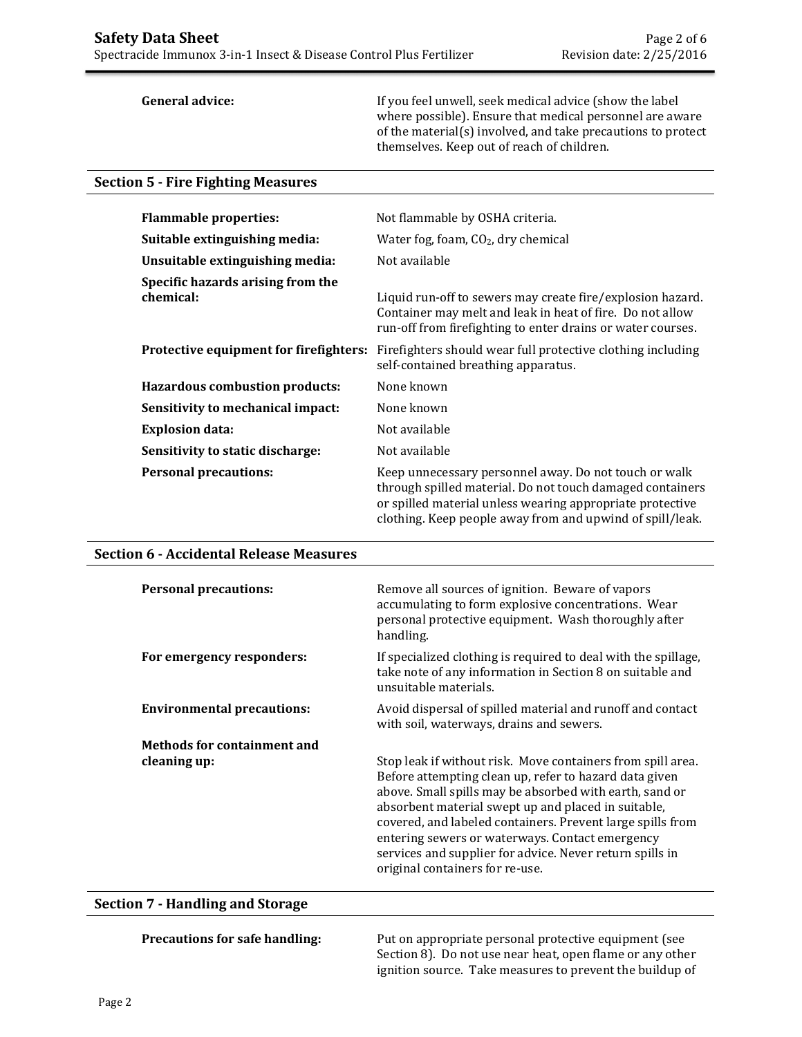| | |
|---|---|
| **General advice:** | If you feel unwell, seek medical advice (show the label where possible). Ensure that medical personnel are aware of the material(s) involved, and take precautions to protect themselves. Keep out of reach of children. |

## Section 5 - Fire Fighting Measures

| | |
|---|---|
| **Flammable properties:** | Not flammable by OSHA criteria. |
| **Suitable extinguishing media:** | Water fog, foam, $CO_2$, dry chemical |
| **Unsuitable extinguishing media:** | Not available |
| **Specific hazards arising from the chemical:** | Liquid run-off to sewers may create fire/explosion hazard. Container may melt and leak in heat of fire. Do not allow run-off from firefighting to enter drains or water courses. |
| **Protective equipment for firefighters:** | Firefighters should wear full protective clothing including self-contained breathing apparatus. |
| **Hazardous combustion products:** | None known |
| **Sensitivity to mechanical impact:** | None known |
| **Explosion data:** | Not available |
| **Sensitivity to static discharge:** | Not available |
| **Personal precautions:** | Keep unnecessary personnel away. Do not touch or walk through spilled material. Do not touch damaged containers or spilled material unless wearing appropriate protective clothing. Keep people away from and upwind of spill/leak. |

## Section 6 - Accidental Release Measures

| | |
|---|---|
| **Personal precautions:** | Remove all sources of ignition. Beware of vapors accumulating to form explosive concentrations. Wear personal protective equipment. Wash thoroughly after handling. |
| **For emergency responders:** | If specialized clothing is required to deal with the spillage, take note of any information in Section 8 on suitable and unsuitable materials. |
| **Environmental precautions:** | Avoid dispersal of spilled material and runoff and contact with soil, waterways, drains and sewers. |
| **Methods for containment and cleaning up:** | Stop leak if without risk. Move containers from spill area. Before attempting clean up, refer to hazard data given above. Small spills may be absorbed with earth, sand or absorbent material swept up and placed in suitable, covered, and labeled containers. Prevent large spills from entering sewers or waterways. Contact emergency services and supplier for advice. Never return spills in original containers for re-use. |

## Section 7 - Handling and Storage

| | |
|---|---|
| **Precautions for safe handling:** | Put on appropriate personal protective equipment (see Section 8). Do not use near heat, open flame or any other ignition source. Take measures to prevent the buildup of |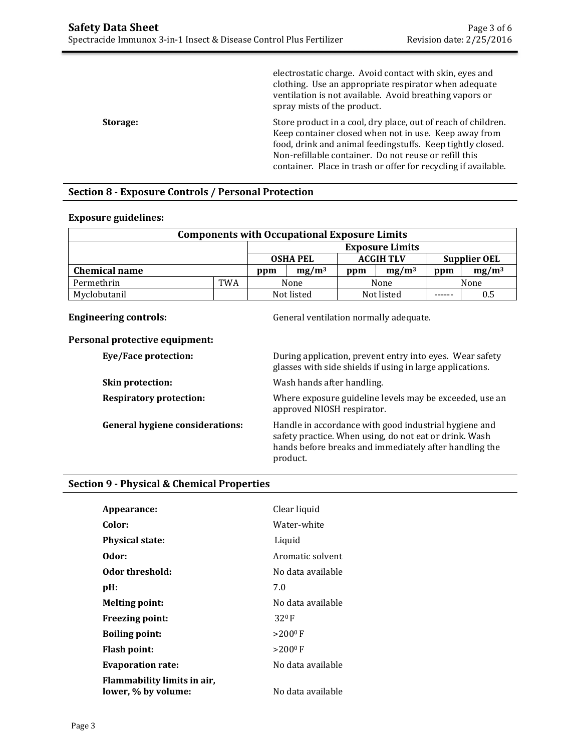electrostatic charge. Avoid contact with skin, eyes and clothing. Use an appropriate respirator when adequate ventilation is not available. Avoid breathing vapors or spray mists of the product.

**Storage:** Store product in a cool, dry place, out of reach of children. Keep container closed when not in use. Keep away from food, drink and animal feedingstuffs. Keep tightly closed. Non-refillable container. Do not reuse or refill this container. Place in trash or offer for recycling if available.

## Section 8 - Exposure Controls / Personal Protection

**Exposure guidelines:**

| Components with Occupational Exposure Limits | | | | | | | |
|---|---|---|---|---|---|---|---|
| | | Exposure Limits | | | | | |
| | | OSHA PEL | | ACGIH TLV | | Supplier OEL | |
| **Chemical name** | | **ppm** | **$mg/m^3$** | **ppm** | **$mg/m^3$** | **ppm** | **$mg/m^3$** |
| Permethrin | TWA | None | | None | | None | |
| Myclobutanil | | Not listed | | Not listed | | ------ | 0.5 |

**Engineering controls:** General ventilation normally adequate.

**Personal protective equipment:**

**Eye/Face protection:** During application, prevent entry into eyes. Wear safety glasses with side shields if using in large applications.

**Skin protection:** Wash hands after handling.

**Respiratory protection:** Where exposure guideline levels may be exceeded, use an approved NIOSH respirator.

**General hygiene considerations:** Handle in accordance with good industrial hygiene and safety practice. When using, do not eat or drink. Wash hands before breaks and immediately after handling the product.

## Section 9 - Physical & Chemical Properties

**Appearance:** Clear liquid

**Color:** Water-white

**Physical state:** Liquid

**Odor:** Aromatic solvent

**Odor threshold:** No data available

**pH:** 7.0

**Melting point:** No data available

**Freezing point:** $32^0$F

**Boiling point:** >$200^0$ F

**Flash point:** >$200^0$ F

**Evaporation rate:** No data available

**Flammability limits in air, lower, % by volume:** No data available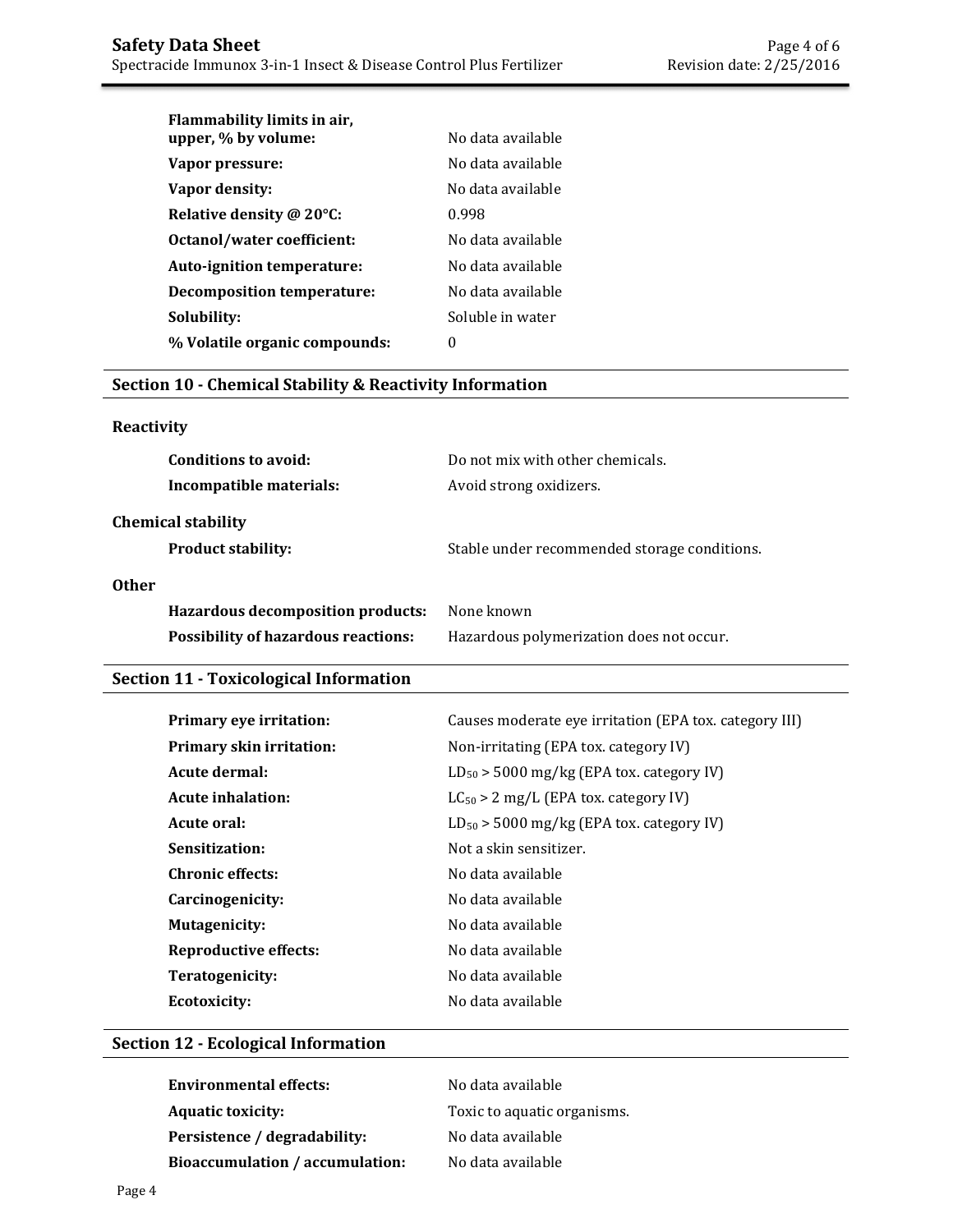| | |
|---|---|
| **Flammability limits in air, upper, % by volume:** | No data available |
| **Vapor pressure:** | No data available |
| **Vapor density:** | No data available |
| **Relative density @ 20°C:** | 0.998 |
| **Octanol/water coefficient:** | No data available |
| **Auto-ignition temperature:** | No data available |
| **Decomposition temperature:** | No data available |
| **Solubility:** | Soluble in water |
| **% Volatile organic compounds:** | 0 |

## Section 10 - Chemical Stability & Reactivity Information

### Reactivity

| | |
|---|---|
| **Conditions to avoid:** | Do not mix with other chemicals. |
| **Incompatible materials:** | Avoid strong oxidizers. |

### Chemical stability

| | |
|---|---|
| **Product stability:** | Stable under recommended storage conditions. |

### Other

| | |
|---|---|
| **Hazardous decomposition products:** | None known |
| **Possibility of hazardous reactions:** | Hazardous polymerization does not occur. |

## Section 11 - Toxicological Information

| | |
|---|---|
| **Primary eye irritation:** | Causes moderate eye irritation (EPA tox. category III) |
| **Primary skin irritation:** | Non-irritating (EPA tox. category IV) |
| **Acute dermal:** | $LD_{50}$ > 5000 mg/kg (EPA tox. category IV) |
| **Acute inhalation:** | $LC_{50}$ > 2 mg/L (EPA tox. category IV) |
| **Acute oral:** | $LD_{50}$ > 5000 mg/kg (EPA tox. category IV) |
| **Sensitization:** | Not a skin sensitizer. |
| **Chronic effects:** | No data available |
| **Carcinogenicity:** | No data available |
| **Mutagenicity:** | No data available |
| **Reproductive effects:** | No data available |
| **Teratogenicity:** | No data available |
| **Ecotoxicity:** | No data available |

## Section 12 - Ecological Information

| | |
|---|---|
| **Environmental effects:** | No data available |
| **Aquatic toxicity:** | Toxic to aquatic organisms. |
| **Persistence / degradability:** | No data available |
| **Bioaccumulation / accumulation:** | No data available |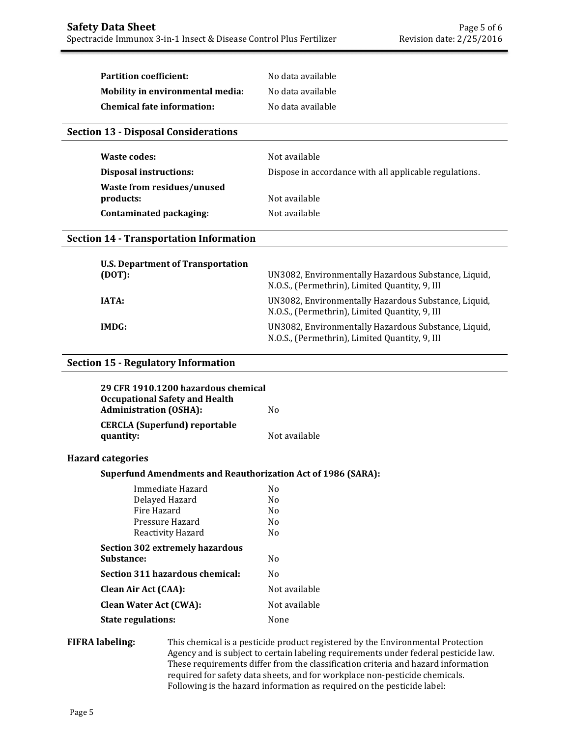| | |
|---|---|
| **Partition coefficient:** | No data available |
| **Mobility in environmental media:** | No data available |
| **Chemical fate information:** | No data available |

## Section 13 - Disposal Considerations

| | |
|---|---|
| **Waste codes:** | Not available |
| **Disposal instructions:** | Dispose in accordance with all applicable regulations. |
| **Waste from residues/unused products:** | Not available |
| **Contaminated packaging:** | Not available |

## Section 14 - Transportation Information

| | |
|---|---|
| **U.S. Department of Transportation (DOT):** | UN3082, Environmentally Hazardous Substance, Liquid, N.O.S., (Permethrin), Limited Quantity, 9, III |
| **IATA:** | UN3082, Environmentally Hazardous Substance, Liquid, N.O.S., (Permethrin), Limited Quantity, 9, III |
| **IMDG:** | UN3082, Environmentally Hazardous Substance, Liquid, N.O.S., (Permethrin), Limited Quantity, 9, III |

## Section 15 - Regulatory Information

| | |
|---|---|
| **29 CFR 1910.1200 hazardous chemical Occupational Safety and Health Administration (OSHA):** | No |
| **CERCLA (Superfund) reportable quantity:** | Not available |

**Hazard categories**

**Superfund Amendments and Reauthorization Act of 1986 (SARA):**

| | |
|---|---|
| Immediate Hazard | No |
| Delayed Hazard | No |
| Fire Hazard | No |
| Pressure Hazard | No |
| Reactivity Hazard | No |

| | |
|---|---|
| **Section 302 extremely hazardous Substance:** | No |
| **Section 311 hazardous chemical:** | No |
| **Clean Air Act (CAA):** | Not available |
| **Clean Water Act (CWA):** | Not available |
| **State regulations:** | None |

**FIFRA labeling:** This chemical is a pesticide product registered by the Environmental Protection Agency and is subject to certain labeling requirements under federal pesticide law. These requirements differ from the classification criteria and hazard information required for safety data sheets, and for workplace non-pesticide chemicals. Following is the hazard information as required on the pesticide label: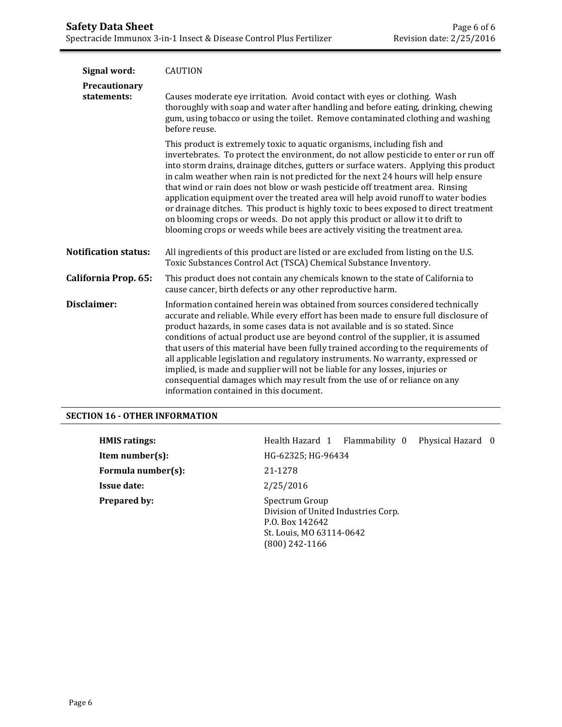**Signal word:** CAUTION

**Precautionary statements:** Causes moderate eye irritation. Avoid contact with eyes or clothing. Wash thoroughly with soap and water after handling and before eating, drinking, chewing gum, using tobacco or using the toilet. Remove contaminated clothing and washing before reuse.

This product is extremely toxic to aquatic organisms, including fish and invertebrates. To protect the environment, do not allow pesticide to enter or run off into storm drains, drainage ditches, gutters or surface waters. Applying this product in calm weather when rain is not predicted for the next 24 hours will help ensure that wind or rain does not blow or wash pesticide off treatment area. Rinsing application equipment over the treated area will help avoid runoff to water bodies or drainage ditches. This product is highly toxic to bees exposed to direct treatment on blooming crops or weeds. Do not apply this product or allow it to drift to blooming crops or weeds while bees are actively visiting the treatment area.

**Notification status:** All ingredients of this product are listed or are excluded from listing on the U.S. Toxic Substances Control Act (TSCA) Chemical Substance Inventory.

**California Prop. 65:** This product does not contain any chemicals known to the state of California to cause cancer, birth defects or any other reproductive harm.

**Disclaimer:** Information contained herein was obtained from sources considered technically accurate and reliable. While every effort has been made to ensure full disclosure of product hazards, in some cases data is not available and is so stated. Since conditions of actual product use are beyond control of the supplier, it is assumed that users of this material have been fully trained according to the requirements of all applicable legislation and regulatory instruments. No warranty, expressed or implied, is made and supplier will not be liable for any losses, injuries or consequential damages which may result from the use of or reliance on any information contained in this document.

## SECTION 16 - OTHER INFORMATION

**HMIS ratings:** Health Hazard 1 Flammability 0 Physical Hazard 0

**Item number(s):** HG-62325; HG-96434

**Formula number(s):** 21-1278

**Issue date:** 2/25/2016

**Prepared by:** Spectrum Group
Division of United Industries Corp.
P.O. Box 142642
St. Louis, MO 63114-0642
(800) 242-1166